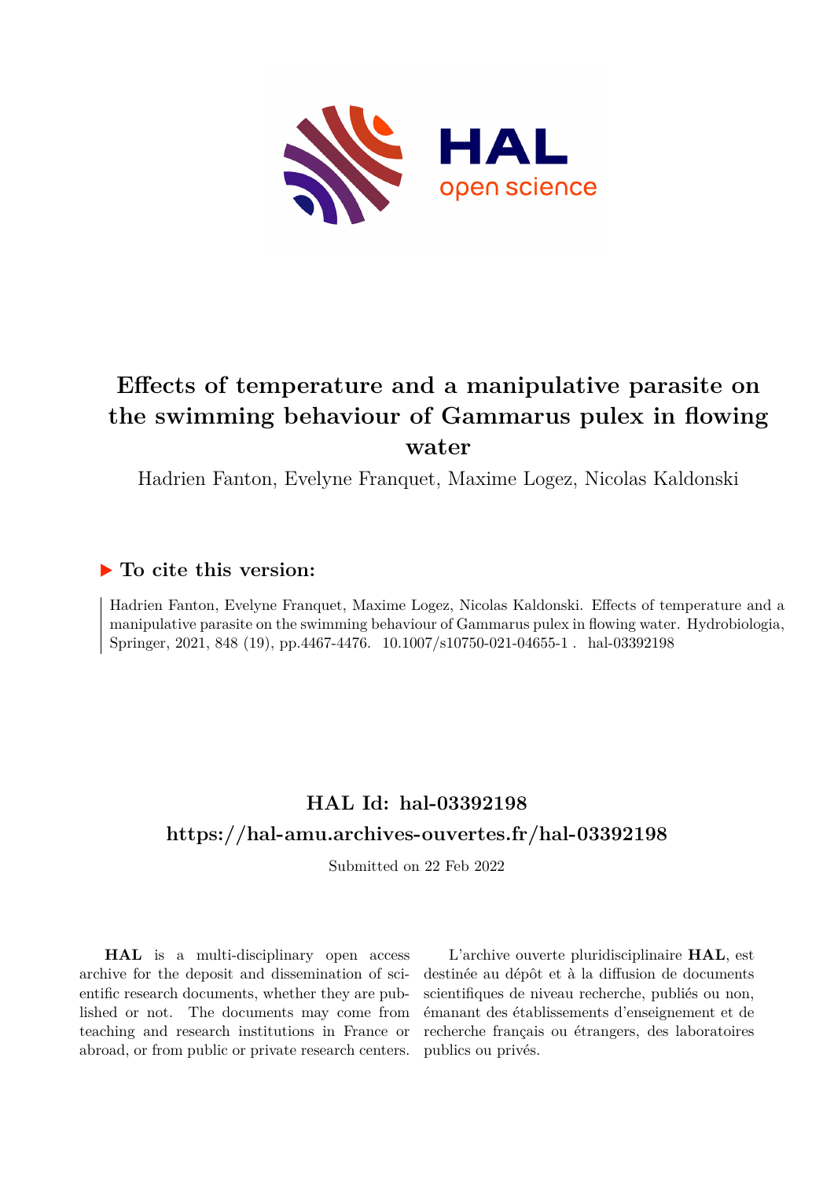# Effects of temperature and a manipulative parasite on the swimming behaviour of Gammarus pulex in flowing water

Hadrien Fanton, Evelyne Franquet, Maxime Logez, Nicolas Kaldonski

## ▶ To cite this version:

Hadrien Fanton, Evelyne Franquet, Maxime Logez, Nicolas Kaldonski. Effects of temperature and a manipulative parasite on the swimming behaviour of Gammarus pulex in flowing water. Hydrobiologia, Springer, 2021, 848 (19), pp.4467-4476. 10.1007/s10750-021-04655-1 . hal-03392198

## HAL Id: hal-03392198

## https://hal-amu.archives-ouvertes.fr/hal-03392198

Submitted on 22 Feb 2022

**HAL** is a multi-disciplinary open access archive for the deposit and dissemination of scientific research documents, whether they are published or not. The documents may come from teaching and research institutions in France or abroad, or from public or private research centers.

L'archive ouverte pluridisciplinaire **HAL**, est destinée au dépôt et à la diffusion de documents scientifiques de niveau recherche, publiés ou non, émanant des établissements d'enseignement et de recherche français ou étrangers, des laboratoires publics ou privés.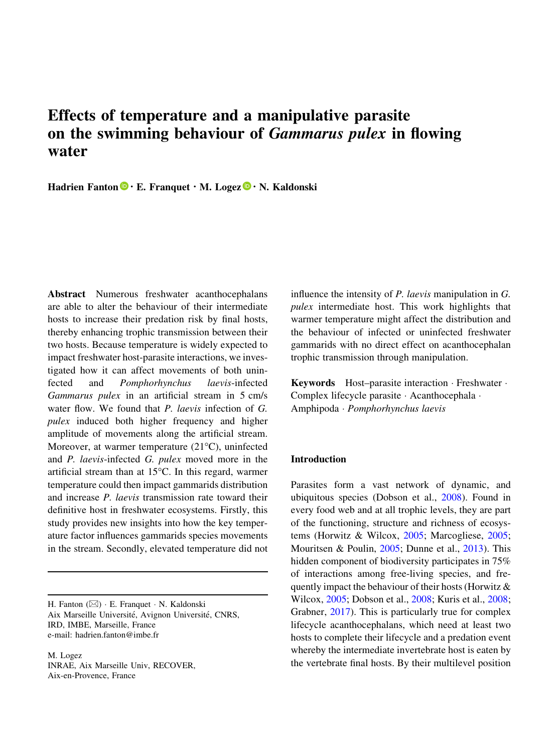# Effects of temperature and a manipulative parasite on the swimming behaviour of *Gammarus pulex* in flowing water

**Hadrien Fanton · E. Franquet · M. Logez · N. Kaldonski**

**Abstract** Numerous freshwater acanthocephalans are able to alter the behaviour of their intermediate hosts to increase their predation risk by final hosts, thereby enhancing trophic transmission between their two hosts. Because temperature is widely expected to impact freshwater host-parasite interactions, we investigated how it can affect movements of both uninfected and *Pomphorhynchus laevis*-infected *Gammarus pulex* in an artificial stream in 5 cm/s water flow. We found that *P. laevis* infection of *G. pulex* induced both higher frequency and higher amplitude of movements along the artificial stream. Moreover, at warmer temperature (21°C), uninfected and *P. laevis*-infected *G. pulex* moved more in the artificial stream than at 15°C. In this regard, warmer temperature could then impact gammarids distribution and increase *P. laevis* transmission rate toward their definitive host in freshwater ecosystems. Firstly, this study provides new insights into how the key temperature factor influences gammarids species movements in the stream. Secondly, elevated temperature did not influence the intensity of *P. laevis* manipulation in *G. pulex* intermediate host. This work highlights that warmer temperature might affect the distribution and the behaviour of infected or uninfected freshwater gammarids with no direct effect on acanthocephalan trophic transmission through manipulation.

**Keywords** Host–parasite interaction · Freshwater · Complex lifecycle parasite · Acanthocephala · Amphipoda · *Pomphorhynchus laevis*

H. Fanton (✉) · E. Franquet · N. Kaldonski
Aix Marseille Université, Avignon Université, CNRS, IRD, IMBE, Marseille, France
e-mail: hadrien.fanton@imbe.fr

M. Logez
INRAE, Aix Marseille Univ, RECOVER, Aix-en-Provence, France

## Introduction

Parasites form a vast network of dynamic, and ubiquitous species (Dobson et al., 2008). Found in every food web and at all trophic levels, they are part of the functioning, structure and richness of ecosystems (Horwitz & Wilcox, 2005; Marcogliese, 2005; Mouritsen & Poulin, 2005; Dunne et al., 2013). This hidden component of biodiversity participates in 75% of interactions among free-living species, and frequently impact the behaviour of their hosts (Horwitz & Wilcox, 2005; Dobson et al., 2008; Kuris et al., 2008; Grabner, 2017). This is particularly true for complex lifecycle acanthocephalans, which need at least two hosts to complete their lifecycle and a predation event whereby the intermediate invertebrate host is eaten by the vertebrate final hosts. By their multilevel position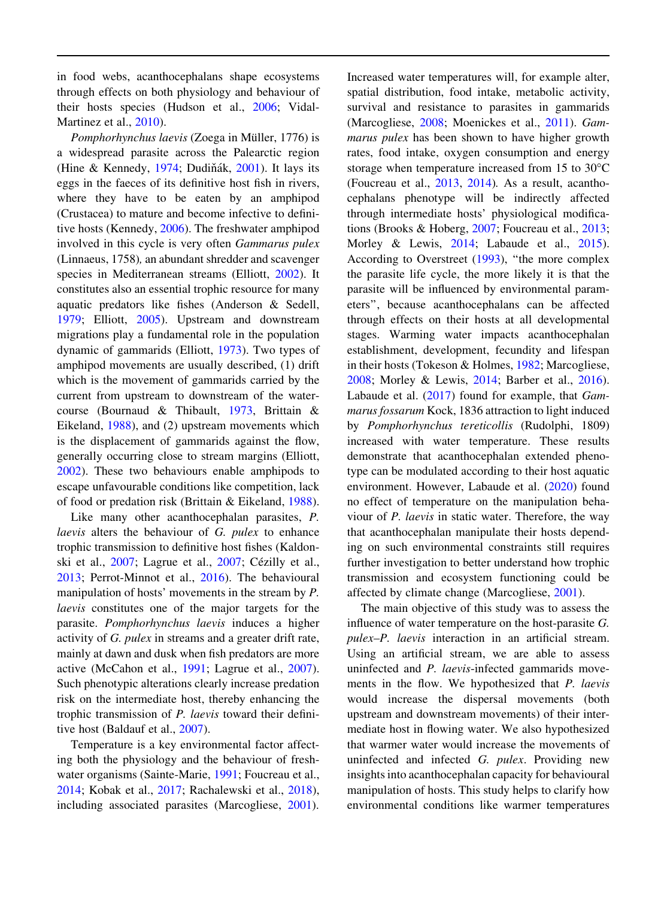in food webs, acanthocephalans shape ecosystems through effects on both physiology and behaviour of their hosts species (Hudson et al., 2006; Vidal-Martinez et al., 2010).

*Pomphorhynchus laevis* (Zoega in Müller, 1776) is a widespread parasite across the Palearctic region (Hine & Kennedy, 1974; Dudiňák, 2001). It lays its eggs in the faeces of its definitive host fish in rivers, where they have to be eaten by an amphipod (Crustacea) to mature and become infective to definitive hosts (Kennedy, 2006). The freshwater amphipod involved in this cycle is very often *Gammarus pulex* (Linnaeus, 1758), an abundant shredder and scavenger species in Mediterranean streams (Elliott, 2002). It constitutes also an essential trophic resource for many aquatic predators like fishes (Anderson & Sedell, 1979; Elliott, 2005). Upstream and downstream migrations play a fundamental role in the population dynamic of gammarids (Elliott, 1973). Two types of amphipod movements are usually described, (1) drift which is the movement of gammarids carried by the current from upstream to downstream of the watercourse (Bournaud & Thibault, 1973, Brittain & Eikeland, 1988), and (2) upstream movements which is the displacement of gammarids against the flow, generally occurring close to stream margins (Elliott, 2002). These two behaviours enable amphipods to escape unfavourable conditions like competition, lack of food or predation risk (Brittain & Eikeland, 1988).

Like many other acanthocephalan parasites, *P. laevis* alters the behaviour of *G. pulex* to enhance trophic transmission to definitive host fishes (Kaldonski et al., 2007; Lagrue et al., 2007; Cézilly et al., 2013; Perrot-Minnot et al., 2016). The behavioural manipulation of hosts' movements in the stream by *P. laevis* constitutes one of the major targets for the parasite. *Pomphorhynchus laevis* induces a higher activity of *G. pulex* in streams and a greater drift rate, mainly at dawn and dusk when fish predators are more active (McCahon et al., 1991; Lagrue et al., 2007). Such phenotypic alterations clearly increase predation risk on the intermediate host, thereby enhancing the trophic transmission of *P. laevis* toward their definitive host (Baldauf et al., 2007).

Temperature is a key environmental factor affecting both the physiology and the behaviour of freshwater organisms (Sainte-Marie, 1991; Foucreau et al., 2014; Kobak et al., 2017; Rachalewski et al., 2018), including associated parasites (Marcogliese, 2001). Increased water temperatures will, for example alter, spatial distribution, food intake, metabolic activity, survival and resistance to parasites in gammarids (Marcogliese, 2008; Moenickes et al., 2011). *Gammarus pulex* has been shown to have higher growth rates, food intake, oxygen consumption and energy storage when temperature increased from 15 to 30°C (Foucreau et al., 2013, 2014). As a result, acanthocephalans phenotype will be indirectly affected through intermediate hosts' physiological modifications (Brooks & Hoberg, 2007; Foucreau et al., 2013; Morley & Lewis, 2014; Labaude et al., 2015). According to Overstreet (1993), "the more complex the parasite life cycle, the more likely it is that the parasite will be influenced by environmental parameters", because acanthocephalans can be affected through effects on their hosts at all developmental stages. Warming water impacts acanthocephalan establishment, development, fecundity and lifespan in their hosts (Tokeson & Holmes, 1982; Marcogliese, 2008; Morley & Lewis, 2014; Barber et al., 2016). Labaude et al. (2017) found for example, that *Gammarus fossarum* Kock, 1836 attraction to light induced by *Pomphorhynchus tereticollis* (Rudolphi, 1809) increased with water temperature. These results demonstrate that acanthocephalan extended phenotype can be modulated according to their host aquatic environment. However, Labaude et al. (2020) found no effect of temperature on the manipulation behaviour of *P. laevis* in static water. Therefore, the way that acanthocephalan manipulate their hosts depending on such environmental constraints still requires further investigation to better understand how trophic transmission and ecosystem functioning could be affected by climate change (Marcogliese, 2001).

The main objective of this study was to assess the influence of water temperature on the host-parasite *G. pulex*–*P. laevis* interaction in an artificial stream. Using an artificial stream, we are able to assess uninfected and *P. laevis*-infected gammarids movements in the flow. We hypothesized that *P. laevis* would increase the dispersal movements (both upstream and downstream movements) of their intermediate host in flowing water. We also hypothesized that warmer water would increase the movements of uninfected and infected *G. pulex*. Providing new insights into acanthocephalan capacity for behavioural manipulation of hosts. This study helps to clarify how environmental conditions like warmer temperatures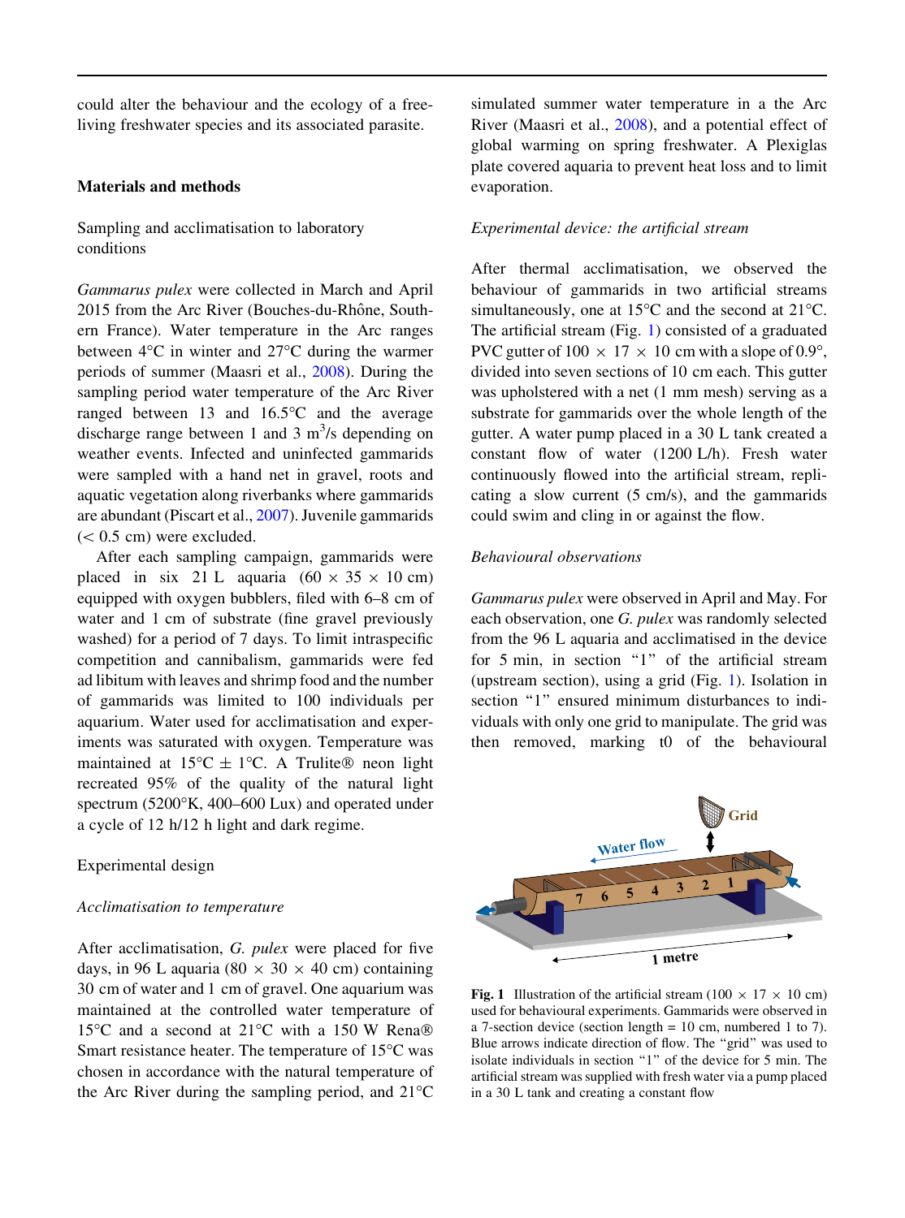could alter the behaviour and the ecology of a free-living freshwater species and its associated parasite.

## Materials and methods

### Sampling and acclimatisation to laboratory conditions

*Gammarus pulex* were collected in March and April 2015 from the Arc River (Bouches-du-Rhône, Southern France). Water temperature in the Arc ranges between 4°C in winter and 27°C during the warmer periods of summer (Maasri et al., 2008). During the sampling period water temperature of the Arc River ranged between 13 and 16.5°C and the average discharge range between 1 and 3 $m^3$/s depending on weather events. Infected and uninfected gammarids were sampled with a hand net in gravel, roots and aquatic vegetation along riverbanks where gammarids are abundant (Piscart et al., 2007). Juvenile gammarids (< 0.5 cm) were excluded.

After each sampling campaign, gammarids were placed in six 21 L aquaria (60 × 35 × 10 cm) equipped with oxygen bubblers, filed with 6–8 cm of water and 1 cm of substrate (fine gravel previously washed) for a period of 7 days. To limit intraspecific competition and cannibalism, gammarids were fed ad libitum with leaves and shrimp food and the number of gammarids was limited to 100 individuals per aquarium. Water used for acclimatisation and experiments was saturated with oxygen. Temperature was maintained at 15°C ± 1°C. A Trulite® neon light recreated 95% of the quality of the natural light spectrum (5200°K, 400–600 Lux) and operated under a cycle of 12 h/12 h light and dark regime.

### Experimental design

#### *Acclimatisation to temperature*

After acclimatisation, *G. pulex* were placed for five days, in 96 L aquaria (80 × 30 × 40 cm) containing 30 cm of water and 1 cm of gravel. One aquarium was maintained at the controlled water temperature of 15°C and a second at 21°C with a 150 W Rena® Smart resistance heater. The temperature of 15°C was chosen in accordance with the natural temperature of the Arc River during the sampling period, and 21°C simulated summer water temperature in a the Arc River (Maasri et al., 2008), and a potential effect of global warming on spring freshwater. A Plexiglas plate covered aquaria to prevent heat loss and to limit evaporation.

#### *Experimental device: the artificial stream*

After thermal acclimatisation, we observed the behaviour of gammarids in two artificial streams simultaneously, one at 15°C and the second at 21°C. The artificial stream (Fig. 1) consisted of a graduated PVC gutter of 100 × 17 × 10 cm with a slope of 0.9°, divided into seven sections of 10 cm each. This gutter was upholstered with a net (1 mm mesh) serving as a substrate for gammarids over the whole length of the gutter. A water pump placed in a 30 L tank created a constant flow of water (1200 L/h). Fresh water continuously flowed into the artificial stream, replicating a slow current (5 cm/s), and the gammarids could swim and cling in or against the flow.

#### *Behavioural observations*

*Gammarus pulex* were observed in April and May. For each observation, one *G. pulex* was randomly selected from the 96 L aquaria and acclimatised in the device for 5 min, in section "1" of the artificial stream (upstream section), using a grid (Fig. 1). Isolation in section "1" ensured minimum disturbances to individuals with only one grid to manipulate. The grid was then removed, marking t0 of the behavioural

**Fig. 1** Illustration of the artificial stream (100 × 17 × 10 cm) used for behavioural experiments. Gammarids were observed in a 7-section device (section length = 10 cm, numbered 1 to 7). Blue arrows indicate direction of flow. The "grid" was used to isolate individuals in section "1" of the device for 5 min. The artificial stream was supplied with fresh water via a pump placed in a 30 L tank and creating a constant flow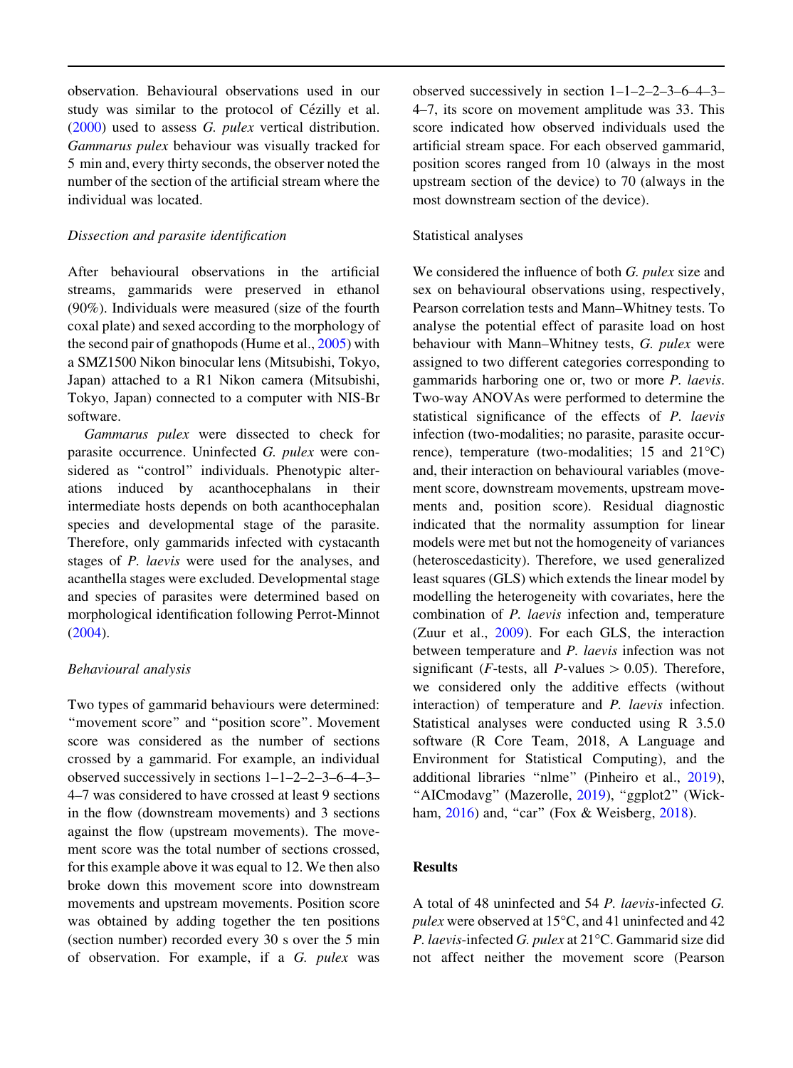observation. Behavioural observations used in our study was similar to the protocol of Cézilly et al. (2000) used to assess *G. pulex* vertical distribution. *Gammarus pulex* behaviour was visually tracked for 5 min and, every thirty seconds, the observer noted the number of the section of the artificial stream where the individual was located.

### *Dissection and parasite identification*

After behavioural observations in the artificial streams, gammarids were preserved in ethanol (90%). Individuals were measured (size of the fourth coxal plate) and sexed according to the morphology of the second pair of gnathopods (Hume et al., 2005) with a SMZ1500 Nikon binocular lens (Mitsubishi, Tokyo, Japan) attached to a R1 Nikon camera (Mitsubishi, Tokyo, Japan) connected to a computer with NIS-Br software.

*Gammarus pulex* were dissected to check for parasite occurrence. Uninfected *G. pulex* were considered as "control" individuals. Phenotypic alterations induced by acanthocephalans in their intermediate hosts depends on both acanthocephalan species and developmental stage of the parasite. Therefore, only gammarids infected with cystacanth stages of *P. laevis* were used for the analyses, and acanthella stages were excluded. Developmental stage and species of parasites were determined based on morphological identification following Perrot-Minnot (2004).

### *Behavioural analysis*

Two types of gammarid behaviours were determined: "movement score" and "position score". Movement score was considered as the number of sections crossed by a gammarid. For example, an individual observed successively in sections 1–1–2–2–3–6–4–3–4–7 was considered to have crossed at least 9 sections in the flow (downstream movements) and 3 sections against the flow (upstream movements). The movement score was the total number of sections crossed, for this example above it was equal to 12. We then also broke down this movement score into downstream movements and upstream movements. Position score was obtained by adding together the ten positions (section number) recorded every 30 s over the 5 min of observation. For example, if a *G. pulex* was observed successively in section 1–1–2–2–3–6–4–3–4–7, its score on movement amplitude was 33. This score indicated how observed individuals used the artificial stream space. For each observed gammarid, position scores ranged from 10 (always in the most upstream section of the device) to 70 (always in the most downstream section of the device).

### Statistical analyses

We considered the influence of both *G. pulex* size and sex on behavioural observations using, respectively, Pearson correlation tests and Mann–Whitney tests. To analyse the potential effect of parasite load on host behaviour with Mann–Whitney tests, *G. pulex* were assigned to two different categories corresponding to gammarids harboring one or, two or more *P. laevis*. Two-way ANOVAs were performed to determine the statistical significance of the effects of *P. laevis* infection (two-modalities; no parasite, parasite occurrence), temperature (two-modalities; 15 and 21°C) and, their interaction on behavioural variables (movement score, downstream movements, upstream movements and, position score). Residual diagnostic indicated that the normality assumption for linear models were met but not the homogeneity of variances (heteroscedasticity). Therefore, we used generalized least squares (GLS) which extends the linear model by modelling the heterogeneity with covariates, here the combination of *P. laevis* infection and, temperature (Zuur et al., 2009). For each GLS, the interaction between temperature and *P. laevis* infection was not significant (*F*-tests, all *P*-values > 0.05). Therefore, we considered only the additive effects (without interaction) of temperature and *P. laevis* infection. Statistical analyses were conducted using R 3.5.0 software (R Core Team, 2018, A Language and Environment for Statistical Computing), and the additional libraries "nlme" (Pinheiro et al., 2019), "AICmodavg" (Mazerolle, 2019), "ggplot2" (Wickham, 2016) and, "car" (Fox & Weisberg, 2018).

## Results

A total of 48 uninfected and 54 *P. laevis*-infected *G. pulex* were observed at 15°C, and 41 uninfected and 42 *P. laevis*-infected *G. pulex* at 21°C. Gammarid size did not affect neither the movement score (Pearson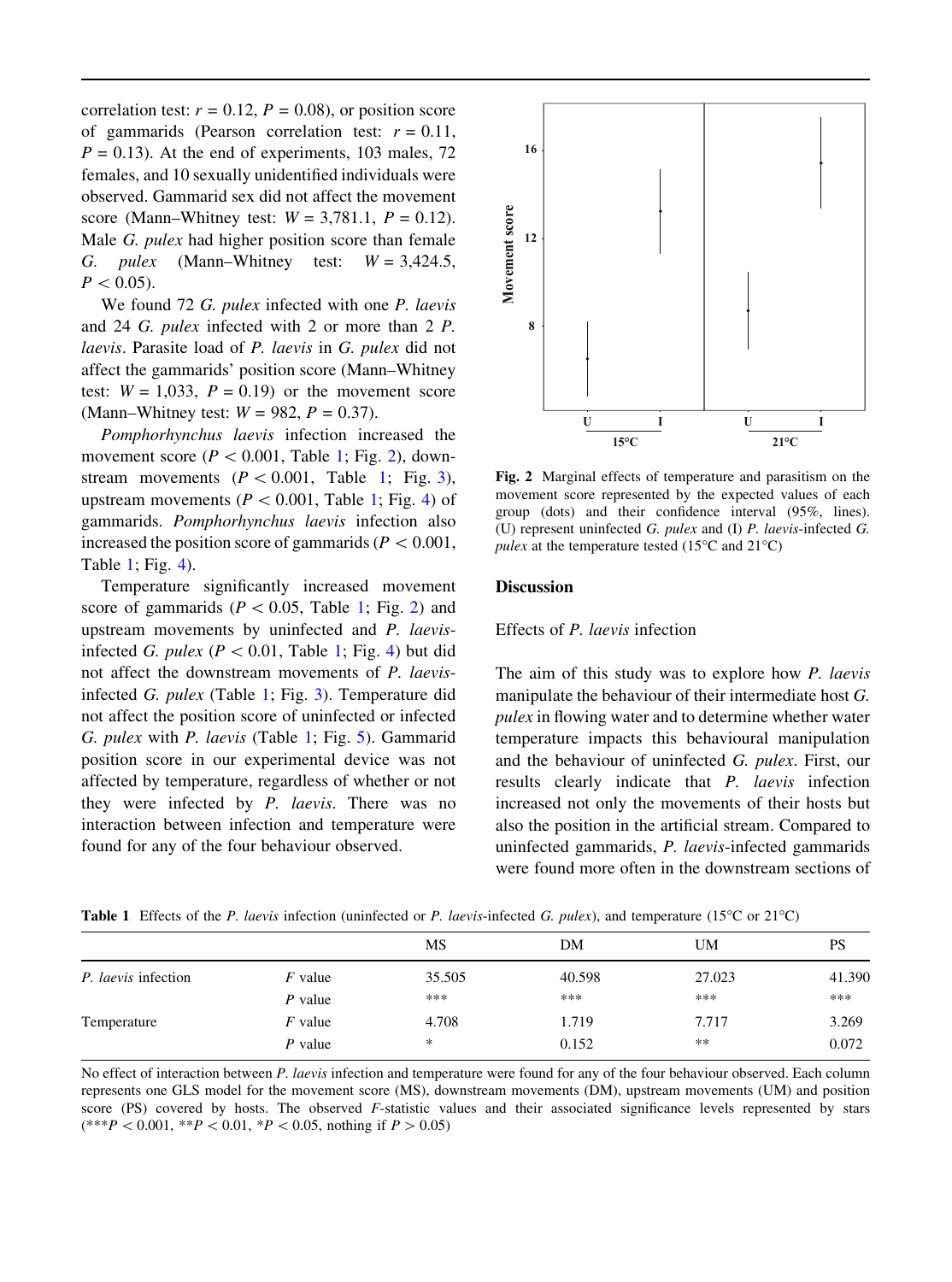correlation test: $r = 0.12$, $P = 0.08$), or position score of gammarids (Pearson correlation test: $r = 0.11$, $P = 0.13$). At the end of experiments, 103 males, 72 females, and 10 sexually unidentified individuals were observed. Gammarid sex did not affect the movement score (Mann–Whitney test: $W = 3{,}781.1$, $P = 0.12$). Male *G. pulex* had higher position score than female *G. pulex* (Mann–Whitney test: $W = 3{,}424.5$, $P < 0.05$).

We found 72 *G. pulex* infected with one *P. laevis* and 24 *G. pulex* infected with 2 or more than 2 *P. laevis*. Parasite load of *P. laevis* in *G. pulex* did not affect the gammarids' position score (Mann–Whitney test: $W = 1{,}033$, $P = 0.19$) or the movement score (Mann–Whitney test: $W = 982$, $P = 0.37$).

*Pomphorhynchus laevis* infection increased the movement score ($P < 0.001$, Table 1; Fig. 2), downstream movements ($P < 0.001$, Table 1; Fig. 3), upstream movements ($P < 0.001$, Table 1; Fig. 4) of gammarids. *Pomphorhynchus laevis* infection also increased the position score of gammarids ($P < 0.001$, Table 1; Fig. 4).

Temperature significantly increased movement score of gammarids ($P < 0.05$, Table 1; Fig. 2) and upstream movements by uninfected and *P. laevis*-infected *G. pulex* ($P < 0.01$, Table 1; Fig. 4) but did not affect the downstream movements of *P. laevis*-infected *G. pulex* (Table 1; Fig. 3). Temperature did not affect the position score of uninfected or infected *G. pulex* with *P. laevis* (Table 1; Fig. 5). Gammarid position score in our experimental device was not affected by temperature, regardless of whether or not they were infected by *P. laevis*. There was no interaction between infection and temperature were found for any of the four behaviour observed.

**Fig. 2** Marginal effects of temperature and parasitism on the movement score represented by the expected values of each group (dots) and their confidence interval (95%, lines). (U) represent uninfected *G. pulex* and (I) *P. laevis*-infected *G. pulex* at the temperature tested (15°C and 21°C)

## Discussion

### Effects of *P. laevis* infection

The aim of this study was to explore how *P. laevis* manipulate the behaviour of their intermediate host *G. pulex* in flowing water and to determine whether water temperature impacts this behavioural manipulation and the behaviour of uninfected *G. pulex*. First, our results clearly indicate that *P. laevis* infection increased not only the movements of their hosts but also the position in the artificial stream. Compared to uninfected gammarids, *P. laevis*-infected gammarids were found more often in the downstream sections of

**Table 1** Effects of the *P. laevis* infection (uninfected or *P. laevis*-infected *G. pulex*), and temperature (15°C or 21°C)

| | | MS | DM | UM | PS |
|---|---|---|---|---|---|
| *P. laevis* infection | *F* value | 35.505 | 40.598 | 27.023 | 41.390 |
| | *P* value | *** | *** | *** | *** |
| Temperature | *F* value | 4.708 | 1.719 | 7.717 | 3.269 |
| | *P* value | * | 0.152 | ** | 0.072 |

No effect of interaction between *P. laevis* infection and temperature were found for any of the four behaviour observed. Each column represents one GLS model for the movement score (MS), downstream movements (DM), upstream movements (UM) and position score (PS) covered by hosts. The observed *F*-statistic values and their associated significance levels represented by stars (***$P < 0.001$, **$P < 0.01$, *$P < 0.05$, nothing if $P > 0.05$)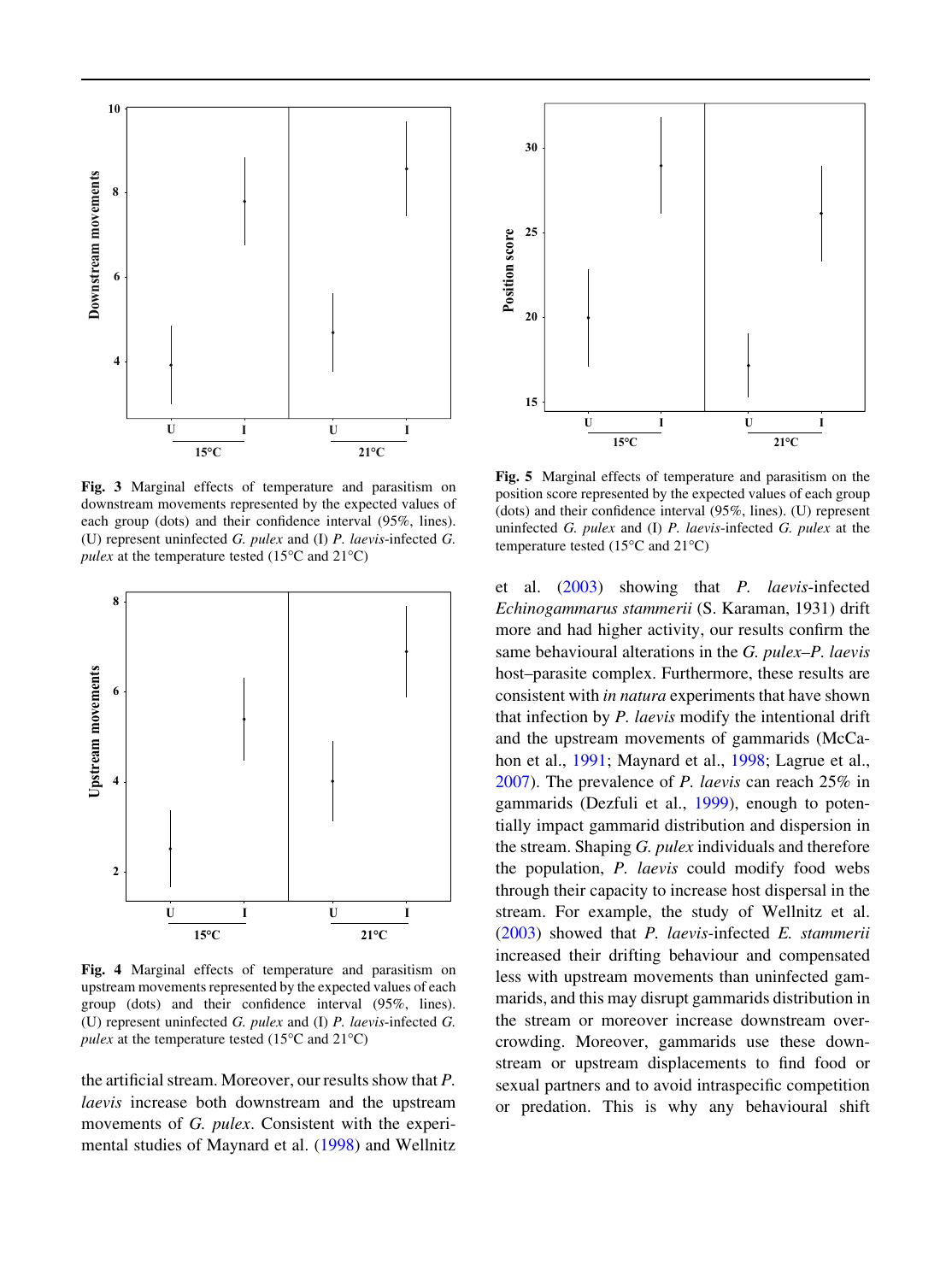Fig. 3 Marginal effects of temperature and parasitism on downstream movements represented by the expected values of each group (dots) and their confidence interval (95%, lines). (U) represent uninfected *G. pulex* and (I) *P. laevis*-infected *G. pulex* at the temperature tested (15°C and 21°C)

Fig. 4 Marginal effects of temperature and parasitism on upstream movements represented by the expected values of each group (dots) and their confidence interval (95%, lines). (U) represent uninfected *G. pulex* and (I) *P. laevis*-infected *G. pulex* at the temperature tested (15°C and 21°C)

Fig. 5 Marginal effects of temperature and parasitism on the position score represented by the expected values of each group (dots) and their confidence interval (95%, lines). (U) represent uninfected *G. pulex* and (I) *P. laevis*-infected *G. pulex* at the temperature tested (15°C and 21°C)

the artificial stream. Moreover, our results show that *P. laevis* increase both downstream and the upstream movements of *G. pulex*. Consistent with the experimental studies of Maynard et al. (1998) and Wellnitz et al. (2003) showing that *P. laevis*-infected *Echinogammarus stammerii* (S. Karaman, 1931) drift more and had higher activity, our results confirm the same behavioural alterations in the *G. pulex*–*P. laevis* host–parasite complex. Furthermore, these results are consistent with *in natura* experiments that have shown that infection by *P. laevis* modify the intentional drift and the upstream movements of gammarids (McCahon et al., 1991; Maynard et al., 1998; Lagrue et al., 2007). The prevalence of *P. laevis* can reach 25% in gammarids (Dezfuli et al., 1999), enough to potentially impact gammarid distribution and dispersion in the stream. Shaping *G. pulex* individuals and therefore the population, *P. laevis* could modify food webs through their capacity to increase host dispersal in the stream. For example, the study of Wellnitz et al. (2003) showed that *P. laevis*-infected *E. stammerii* increased their drifting behaviour and compensated less with upstream movements than uninfected gammarids, and this may disrupt gammarids distribution in the stream or moreover increase downstream overcrowding. Moreover, gammarids use these downstream or upstream displacements to find food or sexual partners and to avoid intraspecific competition or predation. This is why any behavioural shift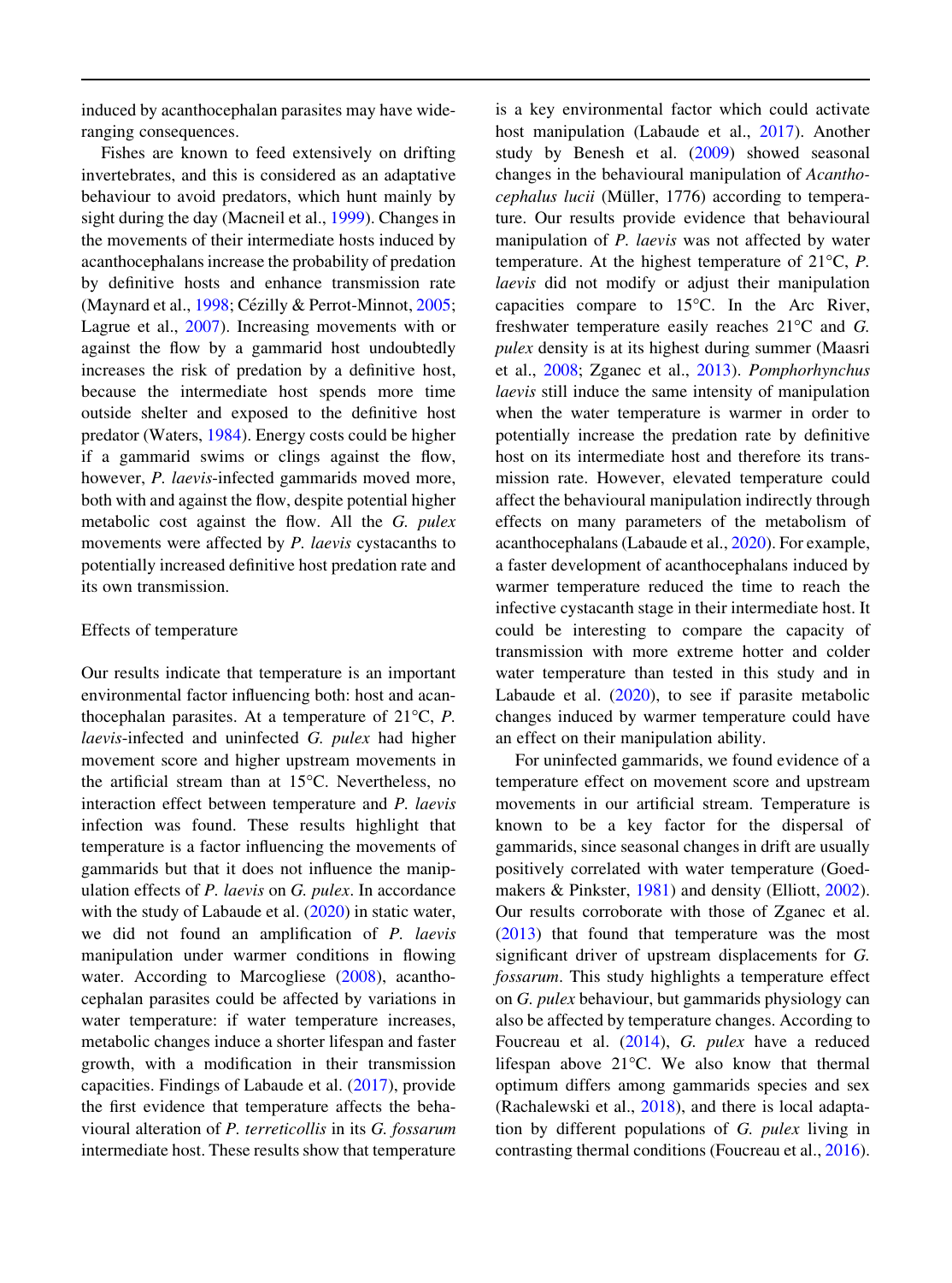induced by acanthocephalan parasites may have wide-ranging consequences.

Fishes are known to feed extensively on drifting invertebrates, and this is considered as an adaptative behaviour to avoid predators, which hunt mainly by sight during the day (Macneil et al., 1999). Changes in the movements of their intermediate hosts induced by acanthocephalans increase the probability of predation by definitive hosts and enhance transmission rate (Maynard et al., 1998; Cézilly & Perrot-Minnot, 2005; Lagrue et al., 2007). Increasing movements with or against the flow by a gammarid host undoubtedly increases the risk of predation by a definitive host, because the intermediate host spends more time outside shelter and exposed to the definitive host predator (Waters, 1984). Energy costs could be higher if a gammarid swims or clings against the flow, however, *P. laevis*-infected gammarids moved more, both with and against the flow, despite potential higher metabolic cost against the flow. All the *G. pulex* movements were affected by *P. laevis* cystacanths to potentially increased definitive host predation rate and its own transmission.

### Effects of temperature

Our results indicate that temperature is an important environmental factor influencing both: host and acanthocephalan parasites. At a temperature of 21°C, *P. laevis*-infected and uninfected *G. pulex* had higher movement score and higher upstream movements in the artificial stream than at 15°C. Nevertheless, no interaction effect between temperature and *P. laevis* infection was found. These results highlight that temperature is a factor influencing the movements of gammarids but that it does not influence the manipulation effects of *P. laevis* on *G. pulex*. In accordance with the study of Labaude et al. (2020) in static water, we did not found an amplification of *P. laevis* manipulation under warmer conditions in flowing water. According to Marcogliese (2008), acanthocephalan parasites could be affected by variations in water temperature: if water temperature increases, metabolic changes induce a shorter lifespan and faster growth, with a modification in their transmission capacities. Findings of Labaude et al. (2017), provide the first evidence that temperature affects the behavioural alteration of *P. terreticollis* in its *G. fossarum* intermediate host. These results show that temperature is a key environmental factor which could activate host manipulation (Labaude et al., 2017). Another study by Benesh et al. (2009) showed seasonal changes in the behavioural manipulation of *Acanthocephalus lucii* (Müller, 1776) according to temperature. Our results provide evidence that behavioural manipulation of *P. laevis* was not affected by water temperature. At the highest temperature of 21°C, *P. laevis* did not modify or adjust their manipulation capacities compare to 15°C. In the Arc River, freshwater temperature easily reaches 21°C and *G. pulex* density is at its highest during summer (Maasri et al., 2008; Zganec et al., 2013). *Pomphorhynchus laevis* still induce the same intensity of manipulation when the water temperature is warmer in order to potentially increase the predation rate by definitive host on its intermediate host and therefore its transmission rate. However, elevated temperature could affect the behavioural manipulation indirectly through effects on many parameters of the metabolism of acanthocephalans (Labaude et al., 2020). For example, a faster development of acanthocephalans induced by warmer temperature reduced the time to reach the infective cystacanth stage in their intermediate host. It could be interesting to compare the capacity of transmission with more extreme hotter and colder water temperature than tested in this study and in Labaude et al. (2020), to see if parasite metabolic changes induced by warmer temperature could have an effect on their manipulation ability.

For uninfected gammarids, we found evidence of a temperature effect on movement score and upstream movements in our artificial stream. Temperature is known to be a key factor for the dispersal of gammarids, since seasonal changes in drift are usually positively correlated with water temperature (Goedmakers & Pinkster, 1981) and density (Elliott, 2002). Our results corroborate with those of Zganec et al. (2013) that found that temperature was the most significant driver of upstream displacements for *G. fossarum*. This study highlights a temperature effect on *G. pulex* behaviour, but gammarids physiology can also be affected by temperature changes. According to Foucreau et al. (2014), *G. pulex* have a reduced lifespan above 21°C. We also know that thermal optimum differs among gammarids species and sex (Rachalewski et al., 2018), and there is local adaptation by different populations of *G. pulex* living in contrasting thermal conditions (Foucreau et al., 2016).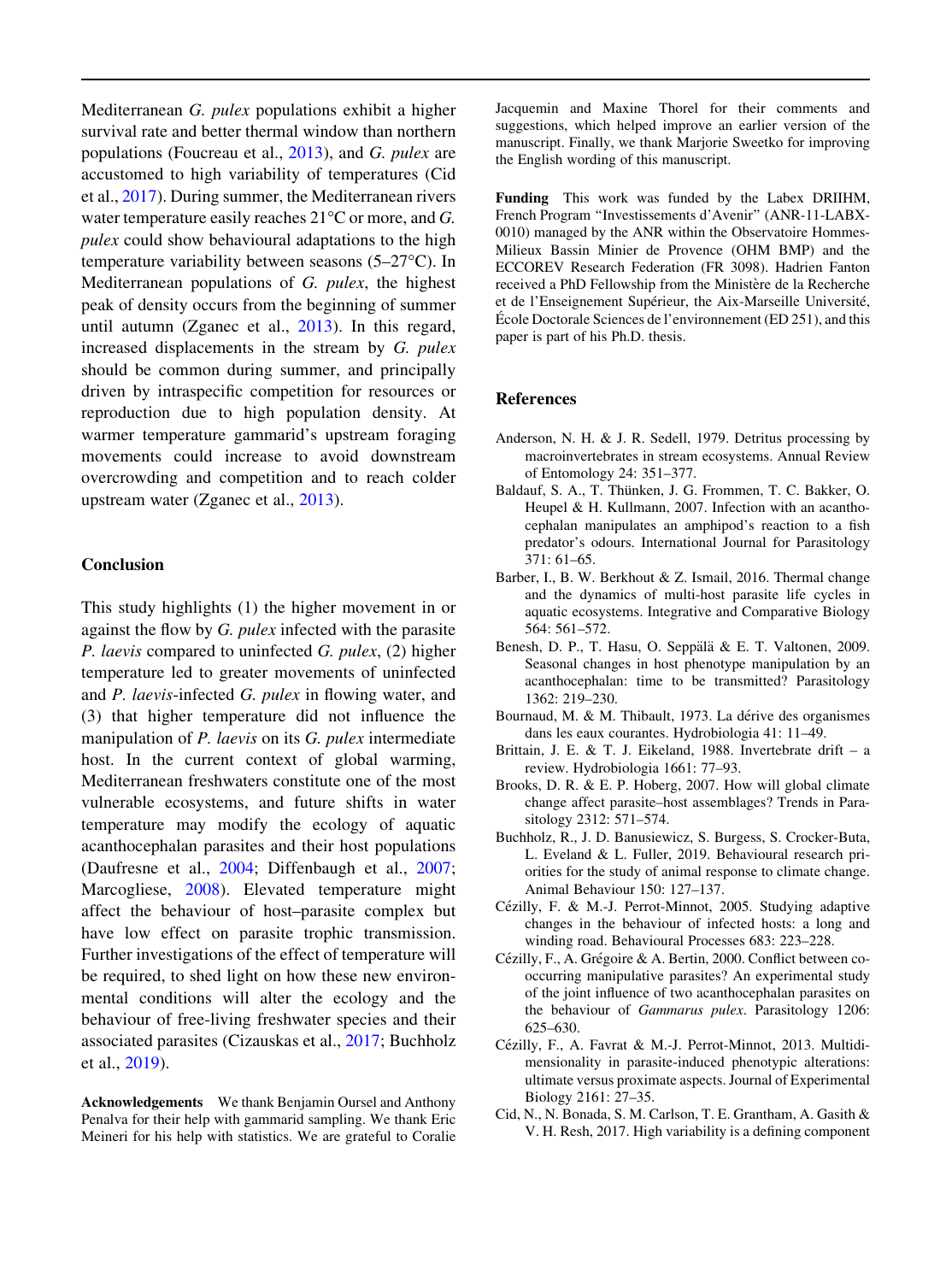Mediterranean *G. pulex* populations exhibit a higher survival rate and better thermal window than northern populations (Foucreau et al., 2013), and *G. pulex* are accustomed to high variability of temperatures (Cid et al., 2017). During summer, the Mediterranean rivers water temperature easily reaches 21°C or more, and *G. pulex* could show behavioural adaptations to the high temperature variability between seasons (5–27°C). In Mediterranean populations of *G. pulex*, the highest peak of density occurs from the beginning of summer until autumn (Zganec et al., 2013). In this regard, increased displacements in the stream by *G. pulex* should be common during summer, and principally driven by intraspecific competition for resources or reproduction due to high population density. At warmer temperature gammarid's upstream foraging movements could increase to avoid downstream overcrowding and competition and to reach colder upstream water (Zganec et al., 2013).

## Conclusion

This study highlights (1) the higher movement in or against the flow by *G. pulex* infected with the parasite *P. laevis* compared to uninfected *G. pulex*, (2) higher temperature led to greater movements of uninfected and *P. laevis*-infected *G. pulex* in flowing water, and (3) that higher temperature did not influence the manipulation of *P. laevis* on its *G. pulex* intermediate host. In the current context of global warming, Mediterranean freshwaters constitute one of the most vulnerable ecosystems, and future shifts in water temperature may modify the ecology of aquatic acanthocephalan parasites and their host populations (Daufresne et al., 2004; Diffenbaugh et al., 2007; Marcogliese, 2008). Elevated temperature might affect the behaviour of host–parasite complex but have low effect on parasite trophic transmission. Further investigations of the effect of temperature will be required, to shed light on how these new environmental conditions will alter the ecology and the behaviour of free-living freshwater species and their associated parasites (Cizauskas et al., 2017; Buchholz et al., 2019).

**Acknowledgements** We thank Benjamin Oursel and Anthony Penalva for their help with gammarid sampling. We thank Eric Meineri for his help with statistics. We are grateful to Coralie Jacquemin and Maxine Thorel for their comments and suggestions, which helped improve an earlier version of the manuscript. Finally, we thank Marjorie Sweetko for improving the English wording of this manuscript.

**Funding** This work was funded by the Labex DRIIHM, French Program "Investissements d'Avenir" (ANR-11-LABX-0010) managed by the ANR within the Observatoire Hommes-Milieux Bassin Minier de Provence (OHM BMP) and the ECCOREV Research Federation (FR 3098). Hadrien Fanton received a PhD Fellowship from the Ministère de la Recherche et de l'Enseignement Supérieur, the Aix-Marseille Université, École Doctorale Sciences de l'environnement (ED 251), and this paper is part of his Ph.D. thesis.

## References

Anderson, N. H. & J. R. Sedell, 1979. Detritus processing by macroinvertebrates in stream ecosystems. Annual Review of Entomology 24: 351–377.

Baldauf, S. A., T. Thünken, J. G. Frommen, T. C. Bakker, O. Heupel & H. Kullmann, 2007. Infection with an acanthocephalan manipulates an amphipod's reaction to a fish predator's odours. International Journal for Parasitology 371: 61–65.

Barber, I., B. W. Berkhout & Z. Ismail, 2016. Thermal change and the dynamics of multi-host parasite life cycles in aquatic ecosystems. Integrative and Comparative Biology 564: 561–572.

Benesh, D. P., T. Hasu, O. Seppälä & E. T. Valtonen, 2009. Seasonal changes in host phenotype manipulation by an acanthocephalan: time to be transmitted? Parasitology 1362: 219–230.

Bournaud, M. & M. Thibault, 1973. La dérive des organismes dans les eaux courantes. Hydrobiologia 41: 11–49.

Brittain, J. E. & T. J. Eikeland, 1988. Invertebrate drift – a review. Hydrobiologia 1661: 77–93.

Brooks, D. R. & E. P. Hoberg, 2007. How will global climate change affect parasite–host assemblages? Trends in Parasitology 2312: 571–574.

Buchholz, R., J. D. Banusiewicz, S. Burgess, S. Crocker-Buta, L. Eveland & L. Fuller, 2019. Behavioural research priorities for the study of animal response to climate change. Animal Behaviour 150: 127–137.

Cézilly, F. & M.-J. Perrot-Minnot, 2005. Studying adaptive changes in the behaviour of infected hosts: a long and winding road. Behavioural Processes 683: 223–228.

Cézilly, F., A. Grégoire & A. Bertin, 2000. Conflict between co-occurring manipulative parasites? An experimental study of the joint influence of two acanthocephalan parasites on the behaviour of *Gammarus pulex*. Parasitology 1206: 625–630.

Cézilly, F., A. Favrat & M.-J. Perrot-Minnot, 2013. Multidimensionality in parasite-induced phenotypic alterations: ultimate versus proximate aspects. Journal of Experimental Biology 2161: 27–35.

Cid, N., N. Bonada, S. M. Carlson, T. E. Grantham, A. Gasith & V. H. Resh, 2017. High variability is a defining component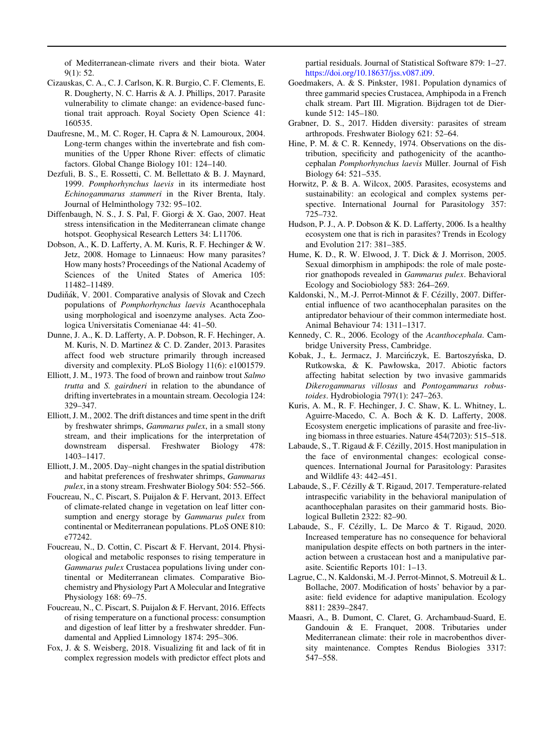of Mediterranean-climate rivers and their biota. Water 9(1): 52.

Cizauskas, C. A., C. J. Carlson, K. R. Burgio, C. F. Clements, E. R. Dougherty, N. C. Harris & A. J. Phillips, 2017. Parasite vulnerability to climate change: an evidence-based functional trait approach. Royal Society Open Science 41: 160535.

Daufresne, M., M. C. Roger, H. Capra & N. Lamouroux, 2004. Long-term changes within the invertebrate and fish communities of the Upper Rhone River: effects of climatic factors. Global Change Biology 101: 124–140.

Dezfuli, B. S., E. Rossetti, C. M. Bellettato & B. J. Maynard, 1999. *Pomphorhynchus laevis* in its intermediate host *Echinogammarus stammeri* in the River Brenta, Italy. Journal of Helminthology 732: 95–102.

Diffenbaugh, N. S., J. S. Pal, F. Giorgi & X. Gao, 2007. Heat stress intensification in the Mediterranean climate change hotspot. Geophysical Research Letters 34: L11706.

Dobson, A., K. D. Lafferty, A. M. Kuris, R. F. Hechinger & W. Jetz, 2008. Homage to Linnaeus: How many parasites? How many hosts? Proceedings of the National Academy of Sciences of the United States of America 105: 11482–11489.

Dudiňák, V. 2001. Comparative analysis of Slovak and Czech populations of *Pomphorhynchus laevis* Acanthocephala using morphological and isoenzyme analyses. Acta Zoologica Universitatis Comenianae 44: 41–50.

Dunne, J. A., K. D. Lafferty, A. P. Dobson, R. F. Hechinger, A. M. Kuris, N. D. Martinez & C. D. Zander, 2013. Parasites affect food web structure primarily through increased diversity and complexity. PLoS Biology 11(6): e1001579.

Elliott, J. M., 1973. The food of brown and rainbow trout *Salmo trutta* and *S. gairdneri* in relation to the abundance of drifting invertebrates in a mountain stream. Oecologia 124: 329–347.

Elliott, J. M., 2002. The drift distances and time spent in the drift by freshwater shrimps, *Gammarus pulex*, in a small stony stream, and their implications for the interpretation of downstream dispersal. Freshwater Biology 478: 1403–1417.

Elliott, J. M., 2005. Day–night changes in the spatial distribution and habitat preferences of freshwater shrimps, *Gammarus pulex*, in a stony stream. Freshwater Biology 504: 552–566.

Foucreau, N., C. Piscart, S. Puijalon & F. Hervant, 2013. Effect of climate-related change in vegetation on leaf litter consumption and energy storage by *Gammarus pulex* from continental or Mediterranean populations. PLoS ONE 810: e77242.

Foucreau, N., D. Cottin, C. Piscart & F. Hervant, 2014. Physiological and metabolic responses to rising temperature in *Gammarus pulex* Crustacea populations living under continental or Mediterranean climates. Comparative Biochemistry and Physiology Part A Molecular and Integrative Physiology 168: 69–75.

Foucreau, N., C. Piscart, S. Puijalon & F. Hervant, 2016. Effects of rising temperature on a functional process: consumption and digestion of leaf litter by a freshwater shredder. Fundamental and Applied Limnology 1874: 295–306.

Fox, J. & S. Weisberg, 2018. Visualizing fit and lack of fit in complex regression models with predictor effect plots and partial residuals. Journal of Statistical Software 879: 1–27. https://doi.org/10.18637/jss.v087.i09.

Goedmakers, A. & S. Pinkster, 1981. Population dynamics of three gammarid species Crustacea, Amphipoda in a French chalk stream. Part III. Migration. Bijdragen tot de Dierkunde 512: 145–180.

Grabner, D. S., 2017. Hidden diversity: parasites of stream arthropods. Freshwater Biology 621: 52–64.

Hine, P. M. & C. R. Kennedy, 1974. Observations on the distribution, specificity and pathogenicity of the acanthocephalan *Pomphorhynchus laevis* Müller. Journal of Fish Biology 64: 521–535.

Horwitz, P. & B. A. Wilcox, 2005. Parasites, ecosystems and sustainability: an ecological and complex systems perspective. International Journal for Parasitology 357: 725–732.

Hudson, P. J., A. P. Dobson & K. D. Lafferty, 2006. Is a healthy ecosystem one that is rich in parasites? Trends in Ecology and Evolution 217: 381–385.

Hume, K. D., R. W. Elwood, J. T. Dick & J. Morrison, 2005. Sexual dimorphism in amphipods: the role of male posterior gnathopods revealed in *Gammarus pulex*. Behavioral Ecology and Sociobiology 583: 264–269.

Kaldonski, N., M.-J. Perrot-Minnot & F. Cézilly, 2007. Differential influence of two acanthocephalan parasites on the antipredator behaviour of their common intermediate host. Animal Behaviour 74: 1311–1317.

Kennedy, C. R., 2006. Ecology of the *Acanthocephala*. Cambridge University Press, Cambridge.

Kobak, J., Ł. Jermacz, J. Marcińczyk, E. Bartoszyńska, D. Rutkowska, & K. Pawłowska, 2017. Abiotic factors affecting habitat selection by two invasive gammarids *Dikerogammarus villosus* and *Pontogammarus robustoides*. Hydrobiologia 797(1): 247–263.

Kuris, A. M., R. F. Hechinger, J. C. Shaw, K. L. Whitney, L. Aguirre-Macedo, C. A. Boch & K. D. Lafferty, 2008. Ecosystem energetic implications of parasite and free-living biomass in three estuaries. Nature 454(7203): 515–518.

Labaude, S., T. Rigaud & F. Cézilly, 2015. Host manipulation in the face of environmental changes: ecological consequences. International Journal for Parasitology: Parasites and Wildlife 43: 442–451.

Labaude, S., F. Cézilly & T. Rigaud, 2017. Temperature-related intraspecific variability in the behavioral manipulation of acanthocephalan parasites on their gammarid hosts. Biological Bulletin 2322: 82–90.

Labaude, S., F. Cézilly, L. De Marco & T. Rigaud, 2020. Increased temperature has no consequence for behavioral manipulation despite effects on both partners in the interaction between a crustacean host and a manipulative parasite. Scientific Reports 101: 1–13.

Lagrue, C., N. Kaldonski, M.-J. Perrot-Minnot, S. Motreuil & L. Bollache, 2007. Modification of hosts' behavior by a parasite: field evidence for adaptive manipulation. Ecology 8811: 2839–2847.

Maasri, A., B. Dumont, C. Claret, G. Archambaud-Suard, E. Gandouin & E. Franquet, 2008. Tributaries under Mediterranean climate: their role in macrobenthos diversity maintenance. Comptes Rendus Biologies 3317: 547–558.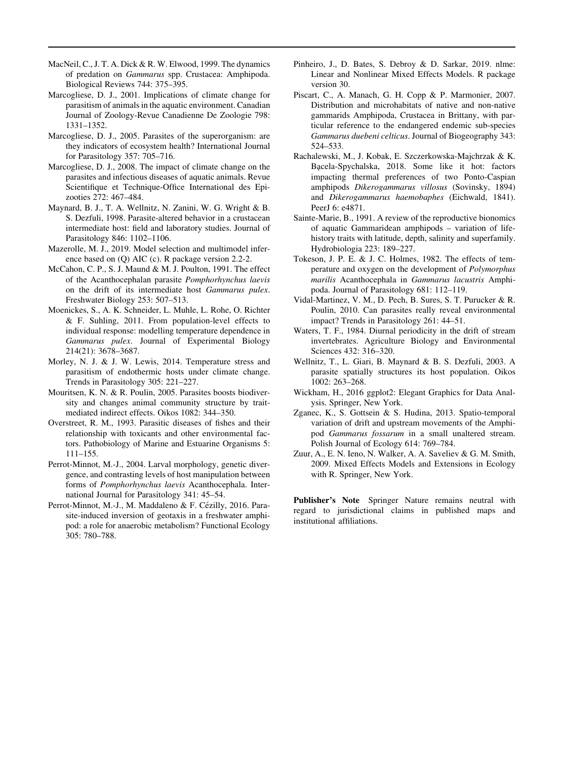MacNeil, C., J. T. A. Dick & R. W. Elwood, 1999. The dynamics of predation on *Gammarus* spp. Crustacea: Amphipoda. Biological Reviews 744: 375–395.

Marcogliese, D. J., 2001. Implications of climate change for parasitism of animals in the aquatic environment. Canadian Journal of Zoology-Revue Canadienne De Zoologie 798: 1331–1352.

Marcogliese, D. J., 2005. Parasites of the superorganism: are they indicators of ecosystem health? International Journal for Parasitology 357: 705–716.

Marcogliese, D. J., 2008. The impact of climate change on the parasites and infectious diseases of aquatic animals. Revue Scientifique et Technique-Office International des Epizooties 272: 467–484.

Maynard, B. J., T. A. Wellnitz, N. Zanini, W. G. Wright & B. S. Dezfuli, 1998. Parasite-altered behavior in a crustacean intermediate host: field and laboratory studies. Journal of Parasitology 846: 1102–1106.

Mazerolle, M. J., 2019. Model selection and multimodel inference based on (Q) AIC (c). R package version 2.2-2.

McCahon, C. P., S. J. Maund & M. J. Poulton, 1991. The effect of the Acanthocephalan parasite *Pomphorhynchus laevis* on the drift of its intermediate host *Gammarus pulex*. Freshwater Biology 253: 507–513.

Moenickes, S., A. K. Schneider, L. Muhle, L. Rohe, O. Richter & F. Suhling, 2011. From population-level effects to individual response: modelling temperature dependence in *Gammarus pulex*. Journal of Experimental Biology 214(21): 3678–3687.

Morley, N. J. & J. W. Lewis, 2014. Temperature stress and parasitism of endothermic hosts under climate change. Trends in Parasitology 305: 221–227.

Mouritsen, K. N. & R. Poulin, 2005. Parasites boosts biodiversity and changes animal community structure by trait-mediated indirect effects. Oikos 1082: 344–350.

Overstreet, R. M., 1993. Parasitic diseases of fishes and their relationship with toxicants and other environmental factors. Pathobiology of Marine and Estuarine Organisms 5: 111–155.

Perrot-Minnot, M.-J., 2004. Larval morphology, genetic divergence, and contrasting levels of host manipulation between forms of *Pomphorhynchus laevis* Acanthocephala. International Journal for Parasitology 341: 45–54.

Perrot-Minnot, M.-J., M. Maddaleno & F. Cézilly, 2016. Parasite-induced inversion of geotaxis in a freshwater amphipod: a role for anaerobic metabolism? Functional Ecology 305: 780–788.

Pinheiro, J., D. Bates, S. Debroy & D. Sarkar, 2019. nlme: Linear and Nonlinear Mixed Effects Models. R package version 30.

Piscart, C., A. Manach, G. H. Copp & P. Marmonier, 2007. Distribution and microhabitats of native and non-native gammarids Amphipoda, Crustacea in Brittany, with particular reference to the endangered endemic sub-species *Gammarus duebeni celticus*. Journal of Biogeography 343: 524–533.

Rachalewski, M., J. Kobak, E. Szczerkowska-Majchrzak & K. Bącela-Spychalska, 2018. Some like it hot: factors impacting thermal preferences of two Ponto-Caspian amphipods *Dikerogammarus villosus* (Sovinsky, 1894) and *Dikerogammarus haemobaphes* (Eichwald, 1841). PeerJ 6: e4871.

Sainte-Marie, B., 1991. A review of the reproductive bionomics of aquatic Gammaridean amphipods – variation of life-history traits with latitude, depth, salinity and superfamily. Hydrobiologia 223: 189–227.

Tokeson, J. P. E. & J. C. Holmes, 1982. The effects of temperature and oxygen on the development of *Polymorphus marilis* Acanthocephala in *Gammarus lacustris* Amphipoda. Journal of Parasitology 681: 112–119.

Vidal-Martinez, V. M., D. Pech, B. Sures, S. T. Purucker & R. Poulin, 2010. Can parasites really reveal environmental impact? Trends in Parasitology 261: 44–51.

Waters, T. F., 1984. Diurnal periodicity in the drift of stream invertebrates. Agriculture Biology and Environmental Sciences 432: 316–320.

Wellnitz, T., L. Giari, B. Maynard & B. S. Dezfuli, 2003. A parasite spatially structures its host population. Oikos 1002: 263–268.

Wickham, H., 2016 ggplot2: Elegant Graphics for Data Analysis. Springer, New York.

Zganec, K., S. Gottsein & S. Hudina, 2013. Spatio-temporal variation of drift and upstream movements of the Amphipod *Gammarus fossarum* in a small unaltered stream. Polish Journal of Ecology 614: 769–784.

Zuur, A., E. N. Ieno, N. Walker, A. A. Saveliev & G. M. Smith, 2009. Mixed Effects Models and Extensions in Ecology with R. Springer, New York.

**Publisher's Note** Springer Nature remains neutral with regard to jurisdictional claims in published maps and institutional affiliations.